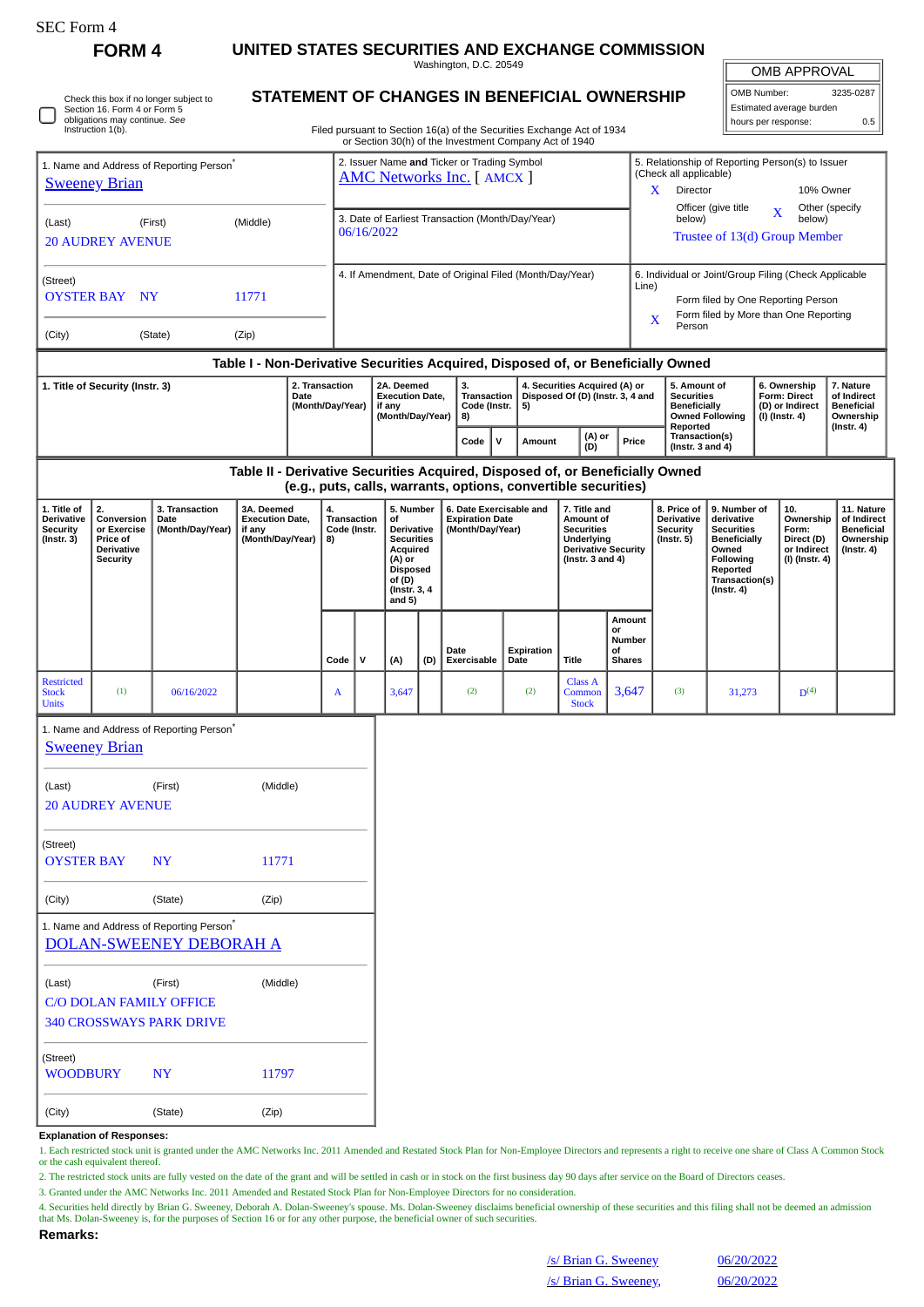SEC Form 4

**FORM 4**

# UNITED STATES SECURITIES AND EXCHANGE COMMISSION

Washington, D.C. 20549

## STATEMENT OF CHANGES IN BENEFICIAL OWNERSHIP

Filed pursuant to Section 16(a) of the Securities Exchange Act of 1934 or Section 30(h) of the Investment Company Act of 1940

| OMB APPROVAL | |
|---|---|
| OMB Number: | 3235-0287 |
| Estimated average burden | |
| hours per response: | 0.5 |

☐ Check this box if no longer subject to Section 16. Form 4 or Form 5 obligations may continue. *See* Instruction 1(b).

1. Name and Address of Reporting Person*
Sweeney Brian

(Last) (First) (Middle)
20 AUDREY AVENUE

(Street)
OYSTER BAY NY 11771

(City) (State) (Zip)

2. Issuer Name **and** Ticker or Trading Symbol
AMC Networks Inc. [ AMCX ]

3. Date of Earliest Transaction (Month/Day/Year)
06/16/2022

4. If Amendment, Date of Original Filed (Month/Day/Year)

5. Relationship of Reporting Person(s) to Issuer (Check all applicable)
X Director
10% Owner
Officer (give title below)
X Other (specify below)
Trustee of 13(d) Group Member

6. Individual or Joint/Group Filing (Check Applicable Line)
Form filed by One Reporting Person
X Form filed by More than One Reporting Person

### Table I - Non-Derivative Securities Acquired, Disposed of, or Beneficially Owned

| 1. Title of Security (Instr. 3) | 2. Transaction Date (Month/Day/Year) | 2A. Deemed Execution Date, if any (Month/Day/Year) | 3. Transaction Code (Instr. 8) | | 4. Securities Acquired (A) or Disposed Of (D) (Instr. 3, 4 and 5) | | | 5. Amount of Securities Beneficially Owned Following Reported Transaction(s) (Instr. 3 and 4) | 6. Ownership Form: Direct (D) or Indirect (I) (Instr. 4) | 7. Nature of Indirect Beneficial Ownership (Instr. 4) |
|---|---|---|---|---|---|---|---|---|---|---|
| | | | Code | V | Amount | (A) or (D) | Price | | | |

### Table II - Derivative Securities Acquired, Disposed of, or Beneficially Owned (e.g., puts, calls, warrants, options, convertible securities)

| 1. Title of Derivative Security (Instr. 3) | 2. Conversion or Exercise Price of Derivative Security | 3. Transaction Date (Month/Day/Year) | 3A. Deemed Execution Date, if any (Month/Day/Year) | 4. Transaction Code (Instr. 8) | | 5. Number of Derivative Securities Acquired (A) or Disposed of (D) (Instr. 3, 4 and 5) | | 6. Date Exercisable and Expiration Date (Month/Day/Year) | | 7. Title and Amount of Securities Underlying Derivative Security (Instr. 3 and 4) | | 8. Price of Derivative Security (Instr. 5) | 9. Number of derivative Securities Beneficially Owned Following Reported Transaction(s) (Instr. 4) | 10. Ownership Form: Direct (D) or Indirect (I) (Instr. 4) | 11. Nature of Indirect Beneficial Ownership (Instr. 4) |
|---|---|---|---|---|---|---|---|---|---|---|---|---|---|---|---|
| | | | | Code | V | (A) | (D) | Date Exercisable | Expiration Date | Title | Amount or Number of Shares | | | | |
| Restricted Stock Units | (1) | 06/16/2022 | | A | | 3,647 | | (2) | (2) | Class A Common Stock | 3,647 | (3) | 31,273 | D(4) | |

1. Name and Address of Reporting Person*
Sweeney Brian

(Last) (First) (Middle)
20 AUDREY AVENUE

(Street)
OYSTER BAY NY 11771

(City) (State) (Zip)

1. Name and Address of Reporting Person*
DOLAN-SWEENEY DEBORAH A

(Last) (First) (Middle)
C/O DOLAN FAMILY OFFICE
340 CROSSWAYS PARK DRIVE

(Street)
WOODBURY NY 11797

(City) (State) (Zip)

**Explanation of Responses:**

1. Each restricted stock unit is granted under the AMC Networks Inc. 2011 Amended and Restated Stock Plan for Non-Employee Directors and represents a right to receive one share of Class A Common Stock or the cash equivalent thereof.

2. The restricted stock units are fully vested on the date of the grant and will be settled in cash or in stock on the first business day 90 days after service on the Board of Directors ceases.

3. Granted under the AMC Networks Inc. 2011 Amended and Restated Stock Plan for Non-Employee Directors for no consideration.

4. Securities held directly by Brian G. Sweeney, Deborah A. Dolan-Sweeney's spouse. Ms. Dolan-Sweeney disclaims beneficial ownership of these securities and this filing shall not be deemed an admission that Ms. Dolan-Sweeney is, for the purposes of Section 16 or for any other purpose, the beneficial owner of such securities.

**Remarks:**

/s/ Brian G. Sweeney 06/20/2022

/s/ Brian G. Sweeney, 06/20/2022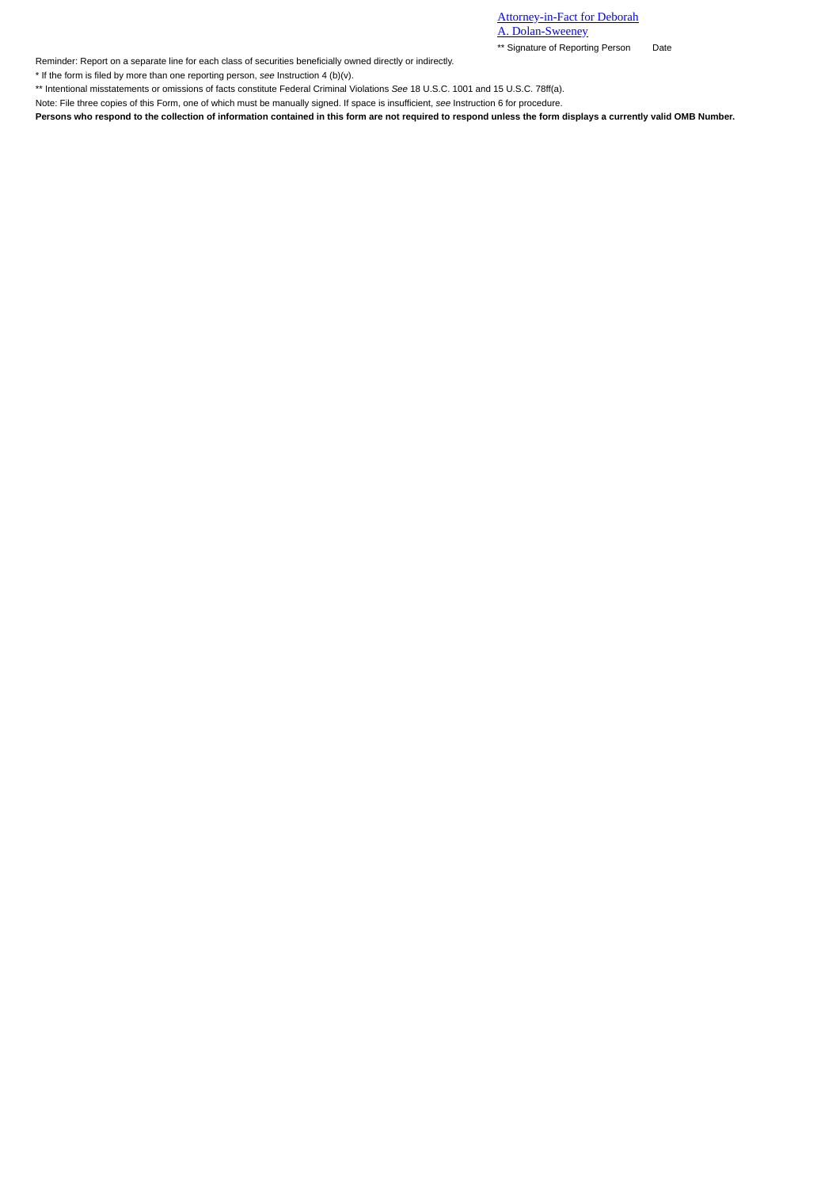Attorney-in-Fact for Deborah A. Dolan-Sweeney

** Signature of Reporting Person        Date

Reminder: Report on a separate line for each class of securities beneficially owned directly or indirectly.

* If the form is filed by more than one reporting person, *see* Instruction 4 (b)(v).

** Intentional misstatements or omissions of facts constitute Federal Criminal Violations *See* 18 U.S.C. 1001 and 15 U.S.C. 78ff(a).

Note: File three copies of this Form, one of which must be manually signed. If space is insufficient, *see* Instruction 6 for procedure.

**Persons who respond to the collection of information contained in this form are not required to respond unless the form displays a currently valid OMB Number.**